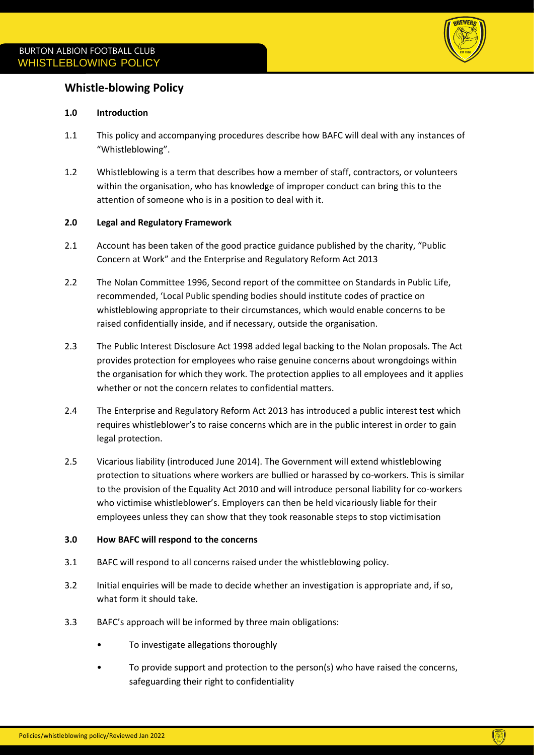## Whistle-blowing Policy

**1.0 Introduction**

1.1 This policy and accompanying procedures describe how BAFC will deal with any instances of "Whistleblowing".

1.2 Whistleblowing is a term that describes how a member of staff, contractors, or volunteers within the organisation, who has knowledge of improper conduct can bring this to the attention of someone who is in a position to deal with it.

**2.0 Legal and Regulatory Framework**

2.1 Account has been taken of the good practice guidance published by the charity, "Public Concern at Work" and the Enterprise and Regulatory Reform Act 2013

2.2 The Nolan Committee 1996, Second report of the committee on Standards in Public Life, recommended, 'Local Public spending bodies should institute codes of practice on whistleblowing appropriate to their circumstances, which would enable concerns to be raised confidentially inside, and if necessary, outside the organisation.

2.3 The Public Interest Disclosure Act 1998 added legal backing to the Nolan proposals. The Act provides protection for employees who raise genuine concerns about wrongdoings within the organisation for which they work. The protection applies to all employees and it applies whether or not the concern relates to confidential matters.

2.4 The Enterprise and Regulatory Reform Act 2013 has introduced a public interest test which requires whistleblower's to raise concerns which are in the public interest in order to gain legal protection.

2.5 Vicarious liability (introduced June 2014). The Government will extend whistleblowing protection to situations where workers are bullied or harassed by co-workers. This is similar to the provision of the Equality Act 2010 and will introduce personal liability for co-workers who victimise whistleblower's. Employers can then be held vicariously liable for their employees unless they can show that they took reasonable steps to stop victimisation

**3.0 How BAFC will respond to the concerns**

3.1 BAFC will respond to all concerns raised under the whistleblowing policy.

3.2 Initial enquiries will be made to decide whether an investigation is appropriate and, if so, what form it should take.

3.3 BAFC's approach will be informed by three main obligations:

- To investigate allegations thoroughly
- To provide support and protection to the person(s) who have raised the concerns, safeguarding their right to confidentiality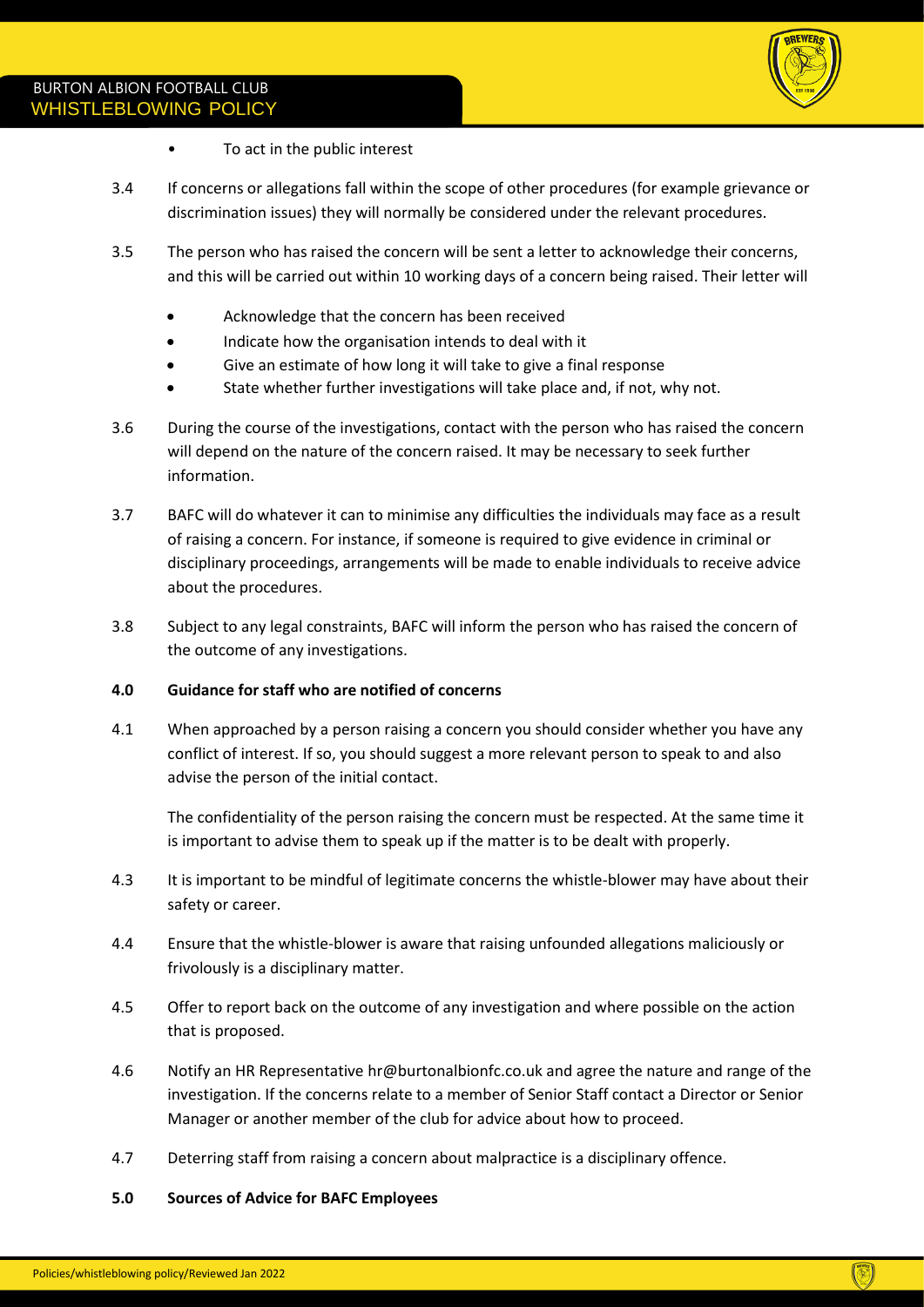- To act in the public interest

3.4 If concerns or allegations fall within the scope of other procedures (for example grievance or discrimination issues) they will normally be considered under the relevant procedures.

3.5 The person who has raised the concern will be sent a letter to acknowledge their concerns, and this will be carried out within 10 working days of a concern being raised. Their letter will

- Acknowledge that the concern has been received
- Indicate how the organisation intends to deal with it
- Give an estimate of how long it will take to give a final response
- State whether further investigations will take place and, if not, why not.

3.6 During the course of the investigations, contact with the person who has raised the concern will depend on the nature of the concern raised. It may be necessary to seek further information.

3.7 BAFC will do whatever it can to minimise any difficulties the individuals may face as a result of raising a concern. For instance, if someone is required to give evidence in criminal or disciplinary proceedings, arrangements will be made to enable individuals to receive advice about the procedures.

3.8 Subject to any legal constraints, BAFC will inform the person who has raised the concern of the outcome of any investigations.

**4.0 Guidance for staff who are notified of concerns**

4.1 When approached by a person raising a concern you should consider whether you have any conflict of interest. If so, you should suggest a more relevant person to speak to and also advise the person of the initial contact.

The confidentiality of the person raising the concern must be respected. At the same time it is important to advise them to speak up if the matter is to be dealt with properly.

4.3 It is important to be mindful of legitimate concerns the whistle-blower may have about their safety or career.

4.4 Ensure that the whistle-blower is aware that raising unfounded allegations maliciously or frivolously is a disciplinary matter.

4.5 Offer to report back on the outcome of any investigation and where possible on the action that is proposed.

4.6 Notify an HR Representative hr@burtonalbionfc.co.uk and agree the nature and range of the investigation. If the concerns relate to a member of Senior Staff contact a Director or Senior Manager or another member of the club for advice about how to proceed.

4.7 Deterring staff from raising a concern about malpractice is a disciplinary offence.

**5.0 Sources of Advice for BAFC Employees**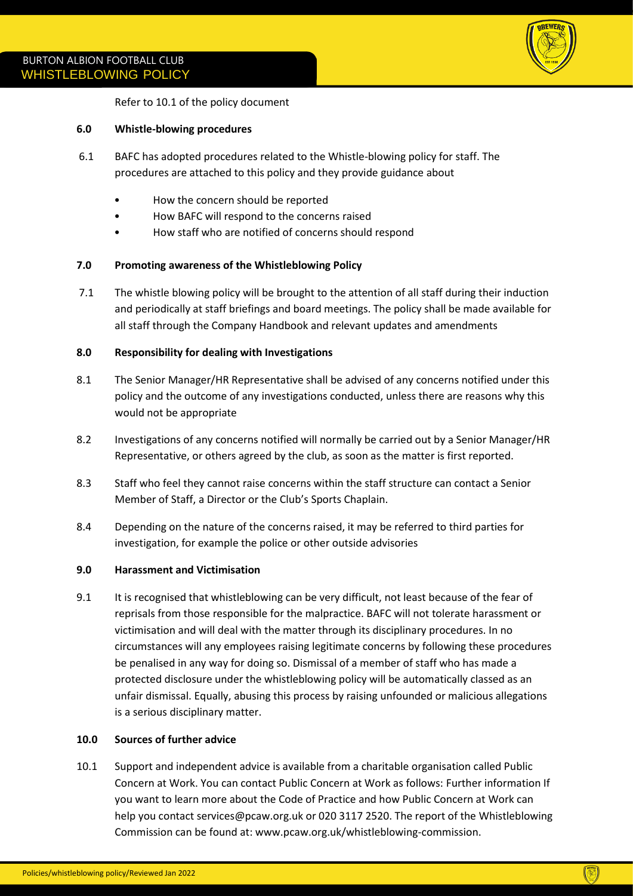Refer to 10.1 of the policy document

## 6.0 Whistle-blowing procedures

6.1 BAFC has adopted procedures related to the Whistle-blowing policy for staff. The procedures are attached to this policy and they provide guidance about

- How the concern should be reported
- How BAFC will respond to the concerns raised
- How staff who are notified of concerns should respond

## 7.0 Promoting awareness of the Whistleblowing Policy

7.1 The whistle blowing policy will be brought to the attention of all staff during their induction and periodically at staff briefings and board meetings. The policy shall be made available for all staff through the Company Handbook and relevant updates and amendments

## 8.0 Responsibility for dealing with Investigations

8.1 The Senior Manager/HR Representative shall be advised of any concerns notified under this policy and the outcome of any investigations conducted, unless there are reasons why this would not be appropriate

8.2 Investigations of any concerns notified will normally be carried out by a Senior Manager/HR Representative, or others agreed by the club, as soon as the matter is first reported.

8.3 Staff who feel they cannot raise concerns within the staff structure can contact a Senior Member of Staff, a Director or the Club's Sports Chaplain.

8.4 Depending on the nature of the concerns raised, it may be referred to third parties for investigation, for example the police or other outside advisories

## 9.0 Harassment and Victimisation

9.1 It is recognised that whistleblowing can be very difficult, not least because of the fear of reprisals from those responsible for the malpractice. BAFC will not tolerate harassment or victimisation and will deal with the matter through its disciplinary procedures. In no circumstances will any employees raising legitimate concerns by following these procedures be penalised in any way for doing so. Dismissal of a member of staff who has made a protected disclosure under the whistleblowing policy will be automatically classed as an unfair dismissal. Equally, abusing this process by raising unfounded or malicious allegations is a serious disciplinary matter.

## 10.0 Sources of further advice

10.1 Support and independent advice is available from a charitable organisation called Public Concern at Work. You can contact Public Concern at Work as follows: Further information If you want to learn more about the Code of Practice and how Public Concern at Work can help you contact services@pcaw.org.uk or 020 3117 2520. The report of the Whistleblowing Commission can be found at: www.pcaw.org.uk/whistleblowing-commission.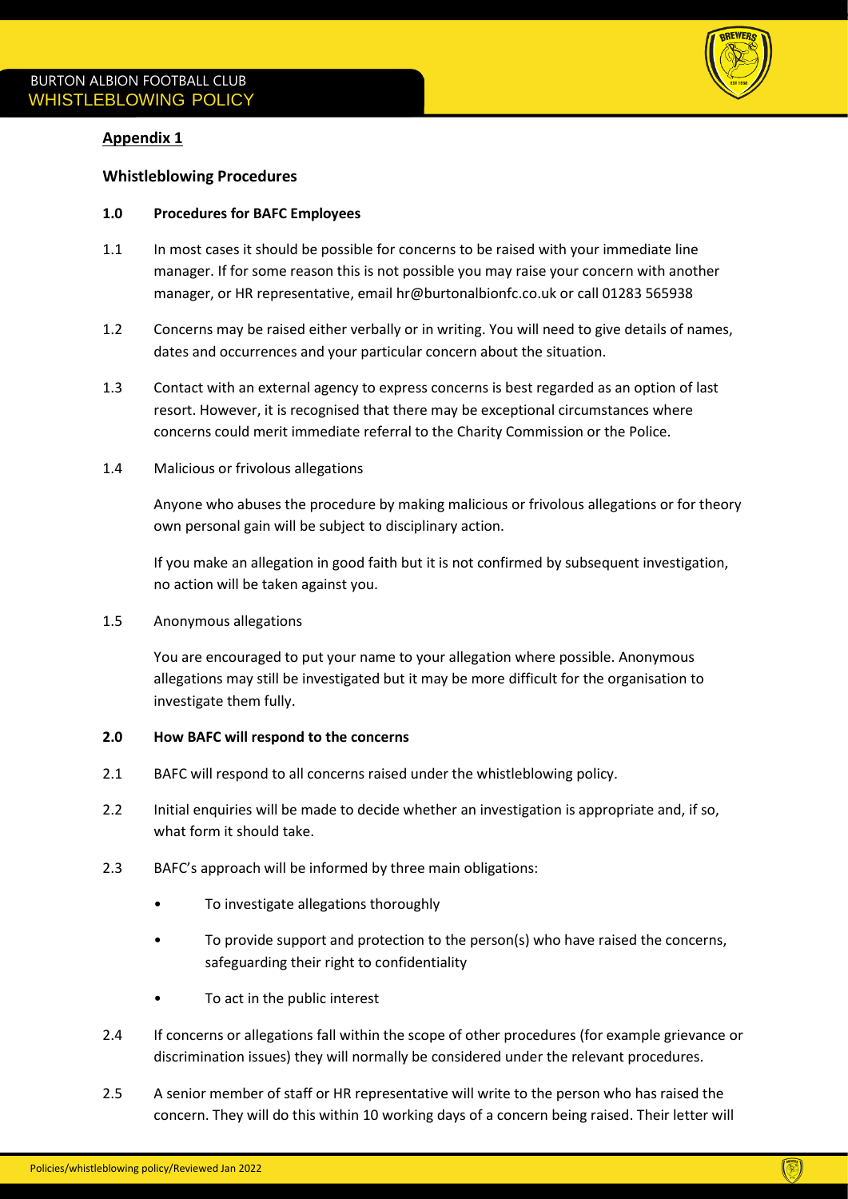## Appendix 1

### Whistleblowing Procedures

**1.0 Procedures for BAFC Employees**

1.1 In most cases it should be possible for concerns to be raised with your immediate line manager. If for some reason this is not possible you may raise your concern with another manager, or HR representative, email hr@burtonalbionfc.co.uk or call 01283 565938

1.2 Concerns may be raised either verbally or in writing. You will need to give details of names, dates and occurrences and your particular concern about the situation.

1.3 Contact with an external agency to express concerns is best regarded as an option of last resort. However, it is recognised that there may be exceptional circumstances where concerns could merit immediate referral to the Charity Commission or the Police.

1.4 Malicious or frivolous allegations

Anyone who abuses the procedure by making malicious or frivolous allegations or for theory own personal gain will be subject to disciplinary action.

If you make an allegation in good faith but it is not confirmed by subsequent investigation, no action will be taken against you.

1.5 Anonymous allegations

You are encouraged to put your name to your allegation where possible. Anonymous allegations may still be investigated but it may be more difficult for the organisation to investigate them fully.

**2.0 How BAFC will respond to the concerns**

2.1 BAFC will respond to all concerns raised under the whistleblowing policy.

2.2 Initial enquiries will be made to decide whether an investigation is appropriate and, if so, what form it should take.

2.3 BAFC's approach will be informed by three main obligations:

- To investigate allegations thoroughly
- To provide support and protection to the person(s) who have raised the concerns, safeguarding their right to confidentiality
- To act in the public interest

2.4 If concerns or allegations fall within the scope of other procedures (for example grievance or discrimination issues) they will normally be considered under the relevant procedures.

2.5 A senior member of staff or HR representative will write to the person who has raised the concern. They will do this within 10 working days of a concern being raised. Their letter will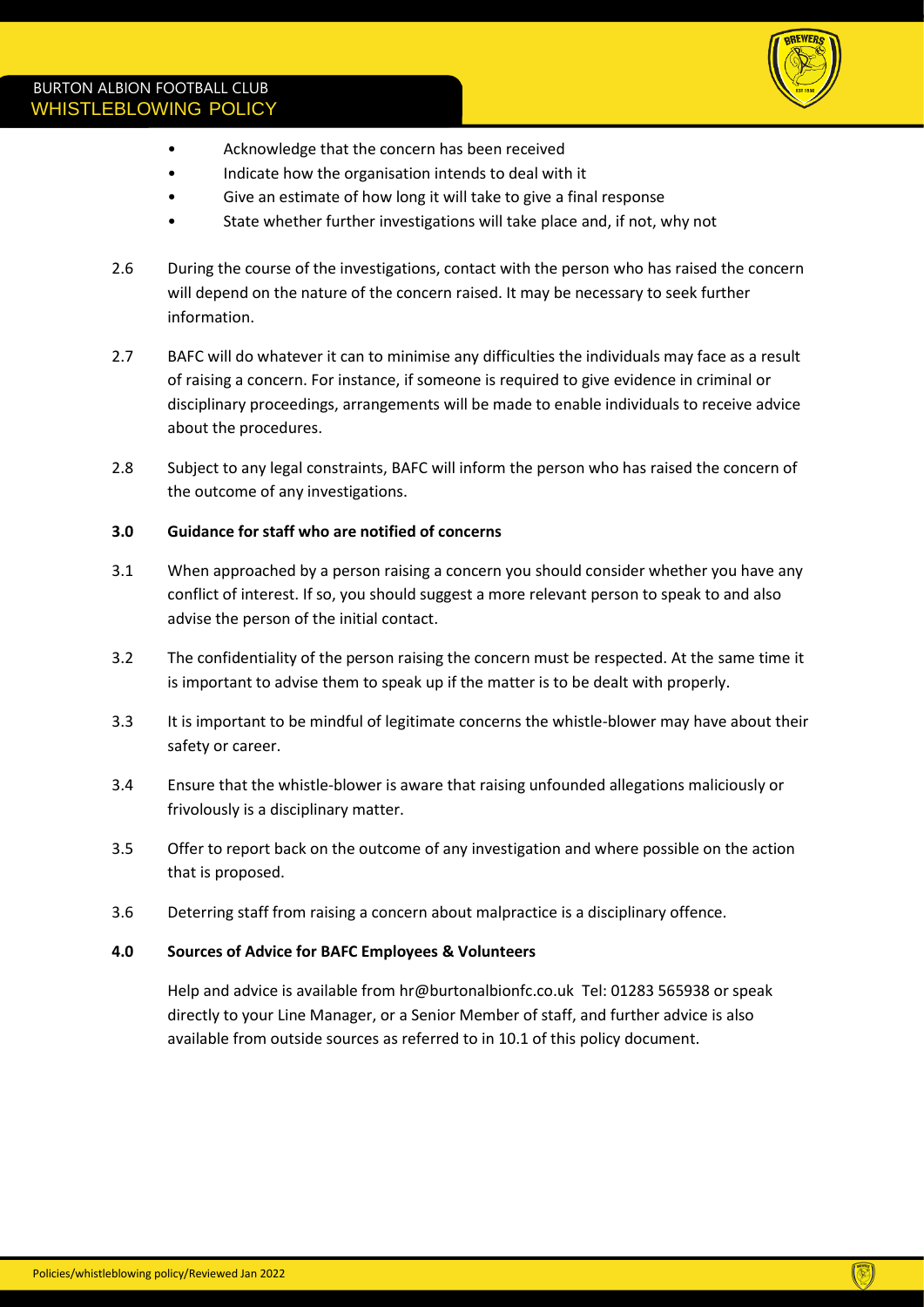- Acknowledge that the concern has been received
- Indicate how the organisation intends to deal with it
- Give an estimate of how long it will take to give a final response
- State whether further investigations will take place and, if not, why not

2.6 During the course of the investigations, contact with the person who has raised the concern will depend on the nature of the concern raised. It may be necessary to seek further information.

2.7 BAFC will do whatever it can to minimise any difficulties the individuals may face as a result of raising a concern. For instance, if someone is required to give evidence in criminal or disciplinary proceedings, arrangements will be made to enable individuals to receive advice about the procedures.

2.8 Subject to any legal constraints, BAFC will inform the person who has raised the concern of the outcome of any investigations.

**3.0 Guidance for staff who are notified of concerns**

3.1 When approached by a person raising a concern you should consider whether you have any conflict of interest. If so, you should suggest a more relevant person to speak to and also advise the person of the initial contact.

3.2 The confidentiality of the person raising the concern must be respected. At the same time it is important to advise them to speak up if the matter is to be dealt with properly.

3.3 It is important to be mindful of legitimate concerns the whistle-blower may have about their safety or career.

3.4 Ensure that the whistle-blower is aware that raising unfounded allegations maliciously or frivolously is a disciplinary matter.

3.5 Offer to report back on the outcome of any investigation and where possible on the action that is proposed.

3.6 Deterring staff from raising a concern about malpractice is a disciplinary offence.

**4.0 Sources of Advice for BAFC Employees & Volunteers**

Help and advice is available from hr@burtonalbionfc.co.uk Tel: 01283 565938 or speak directly to your Line Manager, or a Senior Member of staff, and further advice is also available from outside sources as referred to in 10.1 of this policy document.